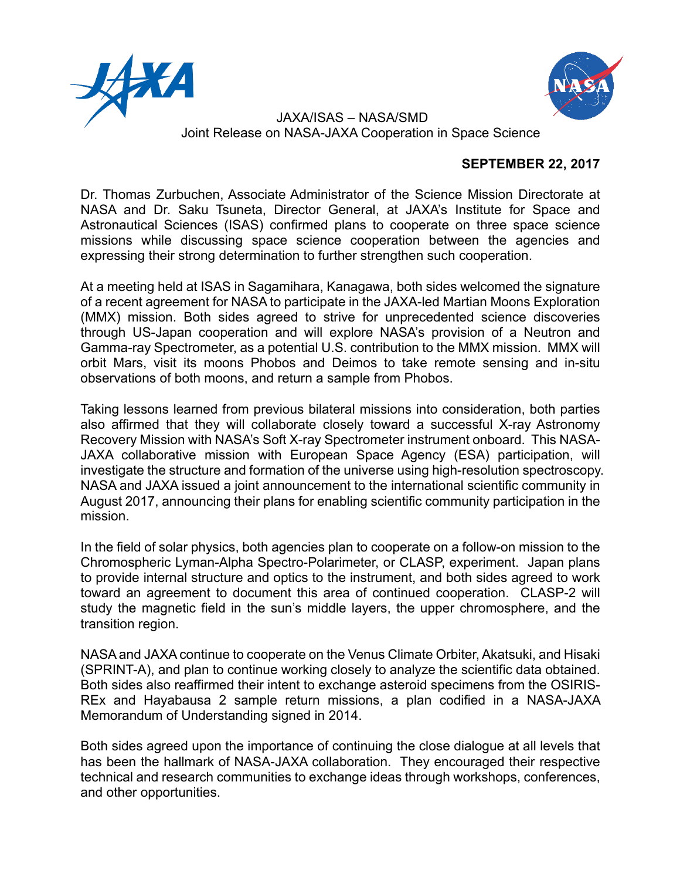JAXA/ISAS – NASA/SMD
Joint Release on NASA-JAXA Cooperation in Space Science

**SEPTEMBER 22, 2017**

Dr. Thomas Zurbuchen, Associate Administrator of the Science Mission Directorate at NASA and Dr. Saku Tsuneta, Director General, at JAXA's Institute for Space and Astronautical Sciences (ISAS) confirmed plans to cooperate on three space science missions while discussing space science cooperation between the agencies and expressing their strong determination to further strengthen such cooperation.

At a meeting held at ISAS in Sagamihara, Kanagawa, both sides welcomed the signature of a recent agreement for NASA to participate in the JAXA-led Martian Moons Exploration (MMX) mission. Both sides agreed to strive for unprecedented science discoveries through US-Japan cooperation and will explore NASA's provision of a Neutron and Gamma-ray Spectrometer, as a potential U.S. contribution to the MMX mission. MMX will orbit Mars, visit its moons Phobos and Deimos to take remote sensing and in-situ observations of both moons, and return a sample from Phobos.

Taking lessons learned from previous bilateral missions into consideration, both parties also affirmed that they will collaborate closely toward a successful X-ray Astronomy Recovery Mission with NASA's Soft X-ray Spectrometer instrument onboard. This NASA-JAXA collaborative mission with European Space Agency (ESA) participation, will investigate the structure and formation of the universe using high-resolution spectroscopy. NASA and JAXA issued a joint announcement to the international scientific community in August 2017, announcing their plans for enabling scientific community participation in the mission.

In the field of solar physics, both agencies plan to cooperate on a follow-on mission to the Chromospheric Lyman-Alpha Spectro-Polarimeter, or CLASP, experiment. Japan plans to provide internal structure and optics to the instrument, and both sides agreed to work toward an agreement to document this area of continued cooperation. CLASP-2 will study the magnetic field in the sun's middle layers, the upper chromosphere, and the transition region.

NASA and JAXA continue to cooperate on the Venus Climate Orbiter, Akatsuki, and Hisaki (SPRINT-A), and plan to continue working closely to analyze the scientific data obtained. Both sides also reaffirmed their intent to exchange asteroid specimens from the OSIRIS-REx and Hayabausa 2 sample return missions, a plan codified in a NASA-JAXA Memorandum of Understanding signed in 2014.

Both sides agreed upon the importance of continuing the close dialogue at all levels that has been the hallmark of NASA-JAXA collaboration. They encouraged their respective technical and research communities to exchange ideas through workshops, conferences, and other opportunities.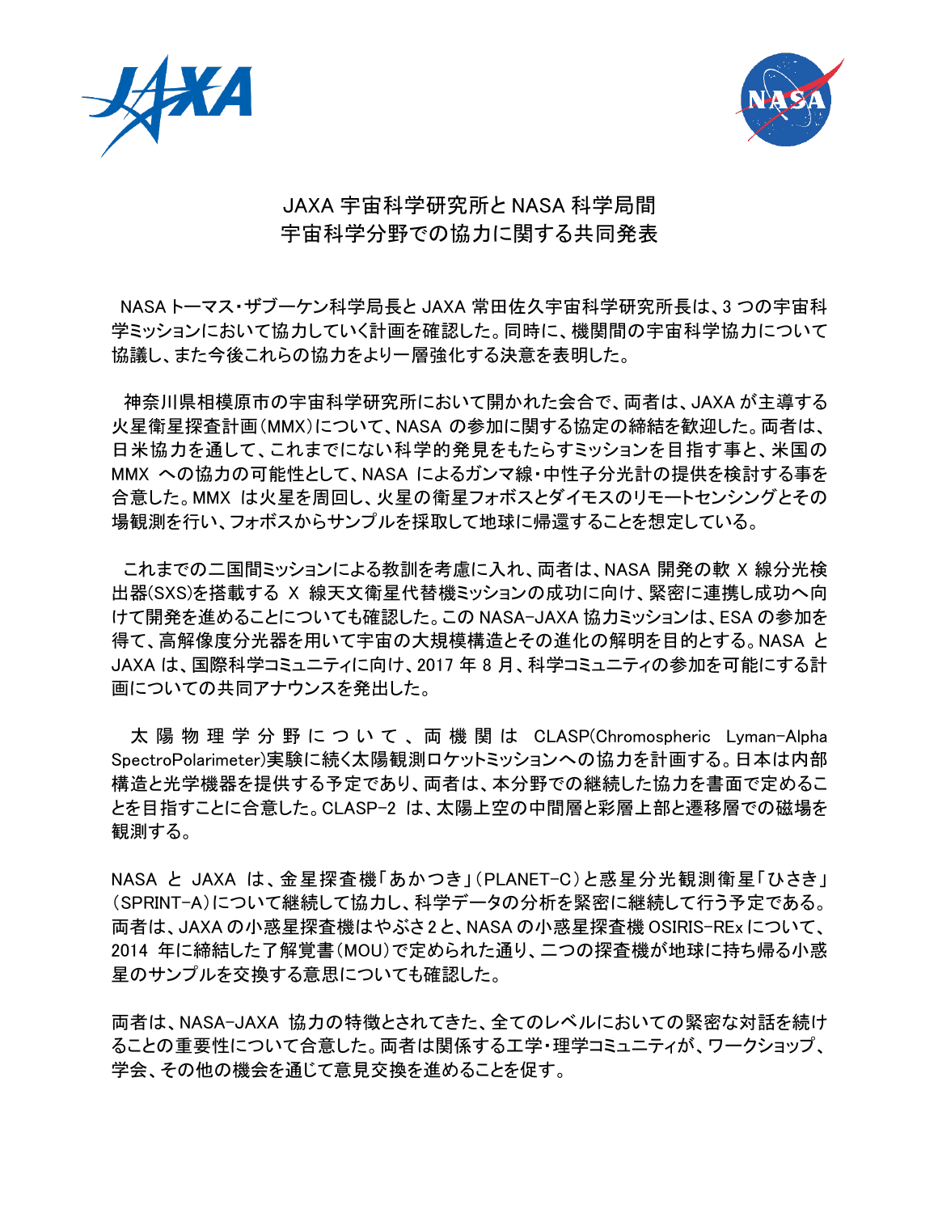# JAXA 宇宙科学研究所と NASA 科学局間
# 宇宙科学分野での協力に関する共同発表

NASA トーマス・ザブーケン科学局長と JAXA 常田佐久宇宙科学研究所長は、3 つの宇宙科学ミッションにおいて協力していく計画を確認した。同時に、機関間の宇宙科学協力について協議し、また今後これらの協力をより一層強化する決意を表明した。

神奈川県相模原市の宇宙科学研究所において開かれた会合で、両者は、JAXA が主導する火星衛星探査計画(MMX)について、NASA の参加に関する協定の締結を歓迎した。両者は、日米協力を通して、これまでにない科学的発見をもたらすミッションを目指す事と、米国の MMX への協力の可能性として、NASA によるガンマ線・中性子分光計の提供を検討する事を合意した。MMX は火星を周回し、火星の衛星フォボスとダイモスのリモートセンシングとその場観測を行い、フォボスからサンプルを採取して地球に帰還することを想定している。

これまでの二国間ミッションによる教訓を考慮に入れ、両者は、NASA 開発の軟 X 線分光検出器(SXS)を搭載する X 線天文衛星代替機ミッションの成功に向け、緊密に連携し成功へ向けて開発を進めることについても確認した。この NASA-JAXA 協力ミッションは、ESA の参加を得て、高解像度分光器を用いて宇宙の大規模構造とその進化の解明を目的とする。NASA と JAXA は、国際科学コミュニティに向け、2017 年 8 月、科学コミュニティの参加を可能にする計画についての共同アナウンスを発出した。

太陽物理学分野について、両機関は CLASP(Chromospheric Lyman-Alpha SpectroPolarimeter)実験に続く太陽観測ロケットミッションへの協力を計画する。日本は内部構造と光学機器を提供する予定であり、両者は、本分野での継続した協力を書面で定めることを目指すことに合意した。CLASP-2 は、太陽上空の中間層と彩層上部と遷移層での磁場を観測する。

NASA と JAXA は、金星探査機「あかつき」(PLANET-C)と惑星分光観測衛星「ひさき」(SPRINT-A)について継続して協力し、科学データの分析を緊密に継続して行う予定である。両者は、JAXA の小惑星探査機はやぶさ 2 と、NASA の小惑星探査機 OSIRIS-REx について、2014 年に締結した了解覚書(MOU)で定められた通り、二つの探査機が地球に持ち帰る小惑星のサンプルを交換する意思についても確認した。

両者は、NASA-JAXA 協力の特徴とされてきた、全てのレベルにおいての緊密な対話を続けることの重要性について合意した。両者は関係する工学・理学コミュニティが、ワークショップ、学会、その他の機会を通じて意見交換を進めることを促す。